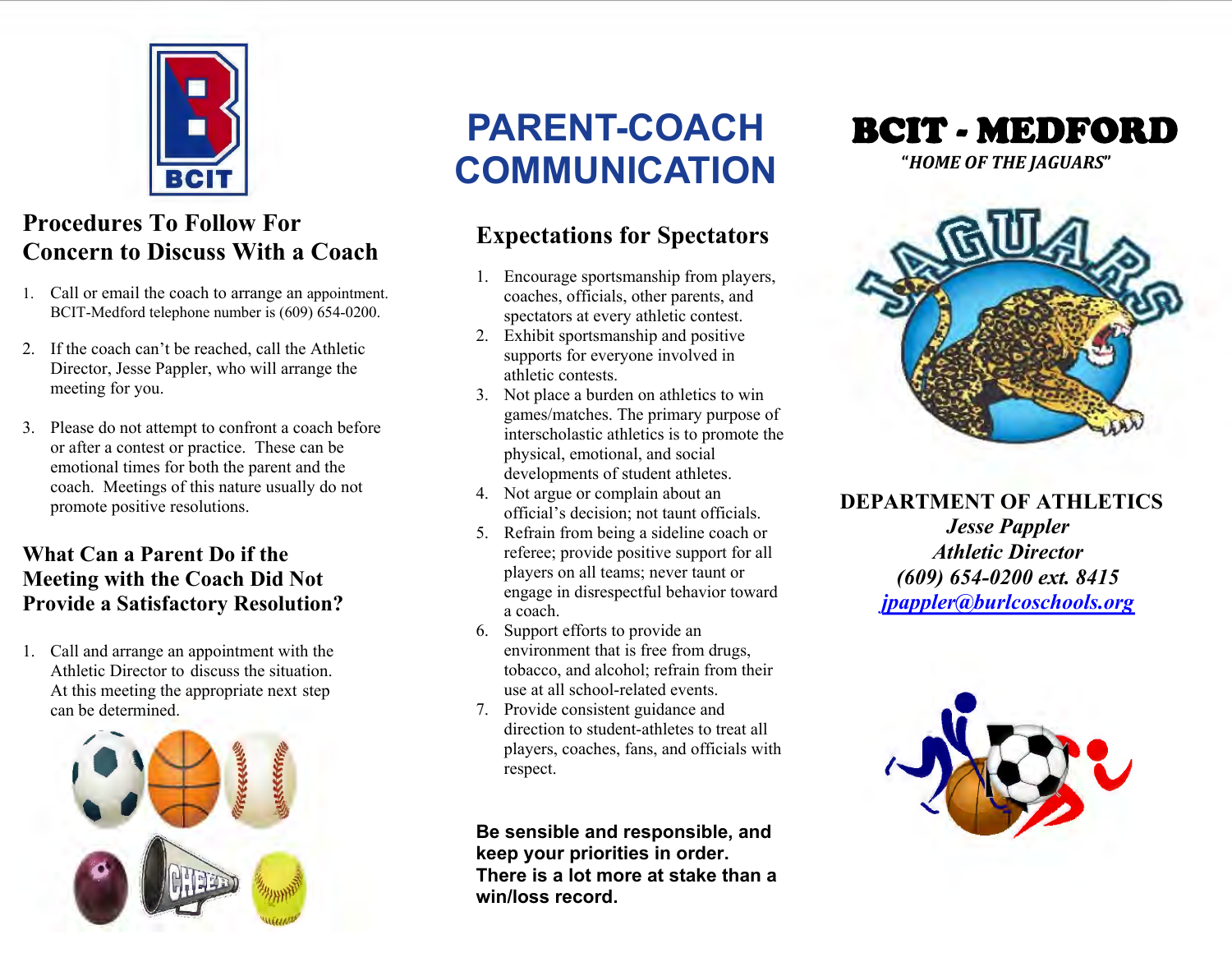## Procedures To Follow For Concern to Discuss With a Coach

1. Call or email the coach to arrange an appointment. BCIT-Medford telephone number is (609) 654-0200.

2. If the coach can't be reached, call the Athletic Director, Jesse Pappler, who will arrange the meeting for you.

3. Please do not attempt to confront a coach before or after a contest or practice. These can be emotional times for both the parent and the coach. Meetings of this nature usually do not promote positive resolutions.

## What Can a Parent Do if the Meeting with the Coach Did Not Provide a Satisfactory Resolution?

1. Call and arrange an appointment with the Athletic Director to discuss the situation. At this meeting the appropriate next step can be determined.

# PARENT-COACH COMMUNICATION

## Expectations for Spectators

1. Encourage sportsmanship from players, coaches, officials, other parents, and spectators at every athletic contest.
2. Exhibit sportsmanship and positive supports for everyone involved in athletic contests.
3. Not place a burden on athletics to win games/matches. The primary purpose of interscholastic athletics is to promote the physical, emotional, and social developments of student athletes.
4. Not argue or complain about an official's decision; not taunt officials.
5. Refrain from being a sideline coach or referee; provide positive support for all players on all teams; never taunt or engage in disrespectful behavior toward a coach.
6. Support efforts to provide an environment that is free from drugs, tobacco, and alcohol; refrain from their use at all school-related events.
7. Provide consistent guidance and direction to student-athletes to treat all players, coaches, fans, and officials with respect.

**Be sensible and responsible, and keep your priorities in order. There is a lot more at stake than a win/loss record.**

# BCIT - MEDFORD

*"HOME OF THE JAGUARS"*

**DEPARTMENT OF ATHLETICS**

***Jesse Pappler***

***Athletic Director***

***(609) 654-0200 ext. 8415***

***jpappler@burlcoschools.org***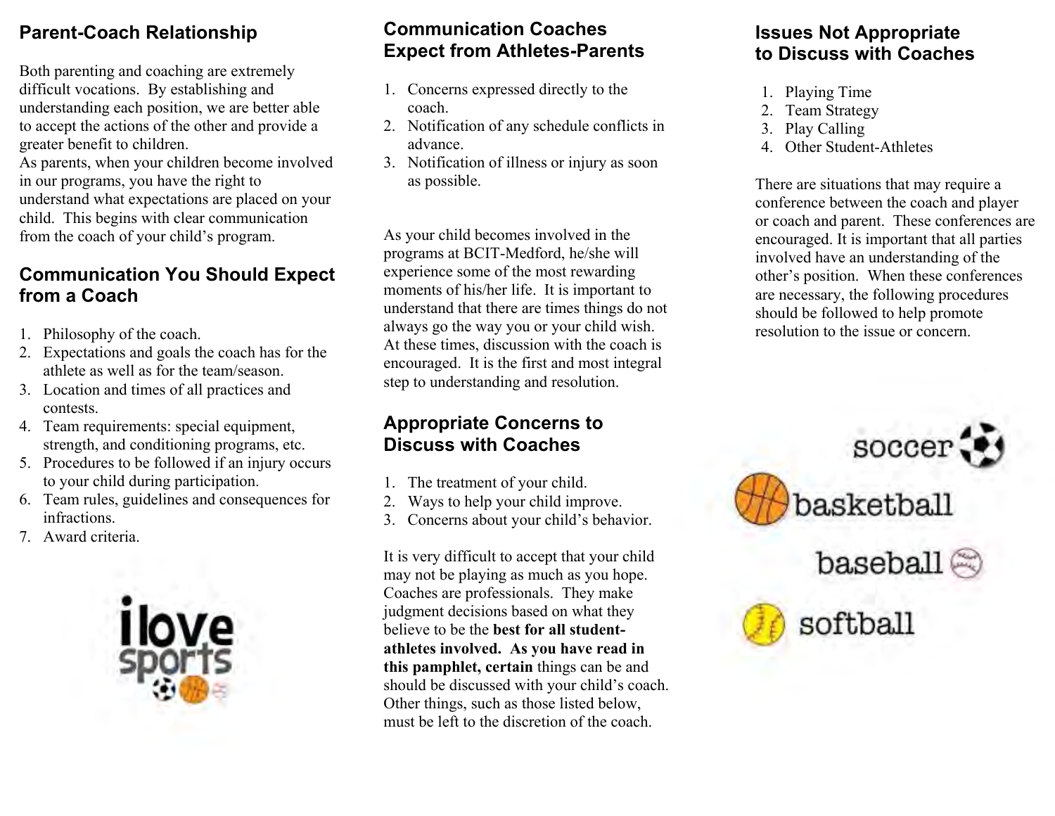## Parent-Coach Relationship

Both parenting and coaching are extremely difficult vocations. By establishing and understanding each position, we are better able to accept the actions of the other and provide a greater benefit to children.
As parents, when your children become involved in our programs, you have the right to understand what expectations are placed on your child. This begins with clear communication from the coach of your child's program.

## Communication You Should Expect from a Coach

1. Philosophy of the coach.
2. Expectations and goals the coach has for the athlete as well as for the team/season.
3. Location and times of all practices and contests.
4. Team requirements: special equipment, strength, and conditioning programs, etc.
5. Procedures to be followed if an injury occurs to your child during participation.
6. Team rules, guidelines and consequences for infractions.
7. Award criteria.

## Communication Coaches Expect from Athletes-Parents

1. Concerns expressed directly to the coach.
2. Notification of any schedule conflicts in advance.
3. Notification of illness or injury as soon as possible.

As your child becomes involved in the programs at BCIT-Medford, he/she will experience some of the most rewarding moments of his/her life. It is important to understand that there are times things do not always go the way you or your child wish. At these times, discussion with the coach is encouraged. It is the first and most integral step to understanding and resolution.

## Appropriate Concerns to Discuss with Coaches

1. The treatment of your child.
2. Ways to help your child improve.
3. Concerns about your child's behavior.

It is very difficult to accept that your child may not be playing as much as you hope. Coaches are professionals. They make judgment decisions based on what they believe to be the **best for all student-athletes involved. As you have read in this pamphlet, certain** things can be and should be discussed with your child's coach. Other things, such as those listed below, must be left to the discretion of the coach.

## Issues Not Appropriate to Discuss with Coaches

1. Playing Time
2. Team Strategy
3. Play Calling
4. Other Student-Athletes

There are situations that may require a conference between the coach and player or coach and parent. These conferences are encouraged. It is important that all parties involved have an understanding of the other's position. When these conferences are necessary, the following procedures should be followed to help promote resolution to the issue or concern.